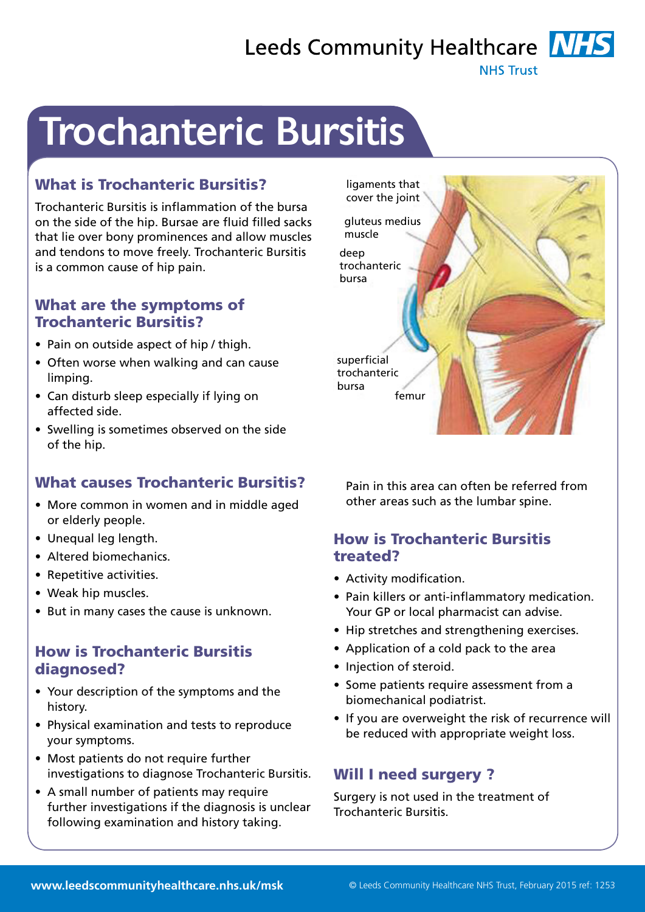Leeds Community Healthcare NHS Trust

# Trochanteric Bursitis

## What is Trochanteric Bursitis?

Trochanteric Bursitis is inflammation of the bursa on the side of the hip. Bursae are fluid filled sacks that lie over bony prominences and allow muscles and tendons to move freely. Trochanteric Bursitis is a common cause of hip pain.

## What are the symptoms of Trochanteric Bursitis?

- Pain on outside aspect of hip / thigh.
- Often worse when walking and can cause limping.
- Can disturb sleep especially if lying on affected side.
- Swelling is sometimes observed on the side of the hip.

## What causes Trochanteric Bursitis?

- More common in women and in middle aged or elderly people.
- Unequal leg length.
- Altered biomechanics.
- Repetitive activities.
- Weak hip muscles.
- But in many cases the cause is unknown.

## How is Trochanteric Bursitis diagnosed?

- Your description of the symptoms and the history.
- Physical examination and tests to reproduce your symptoms.
- Most patients do not require further investigations to diagnose Trochanteric Bursitis.
- A small number of patients may require further investigations if the diagnosis is unclear following examination and history taking.

ligaments that cover the joint

gluteus medius muscle

deep trochanteric bursa

superficial trochanteric bursa

femur

Pain in this area can often be referred from other areas such as the lumbar spine.

## How is Trochanteric Bursitis treated?

- Activity modification.
- Pain killers or anti-inflammatory medication. Your GP or local pharmacist can advise.
- Hip stretches and strengthening exercises.
- Application of a cold pack to the area
- Injection of steroid.
- Some patients require assessment from a biomechanical podiatrist.
- If you are overweight the risk of recurrence will be reduced with appropriate weight loss.

## Will I need surgery ?

Surgery is not used in the treatment of Trochanteric Bursitis.

www.leedscommunityhealthcare.nhs.uk/msk

© Leeds Community Healthcare NHS Trust, February 2015 ref: 1253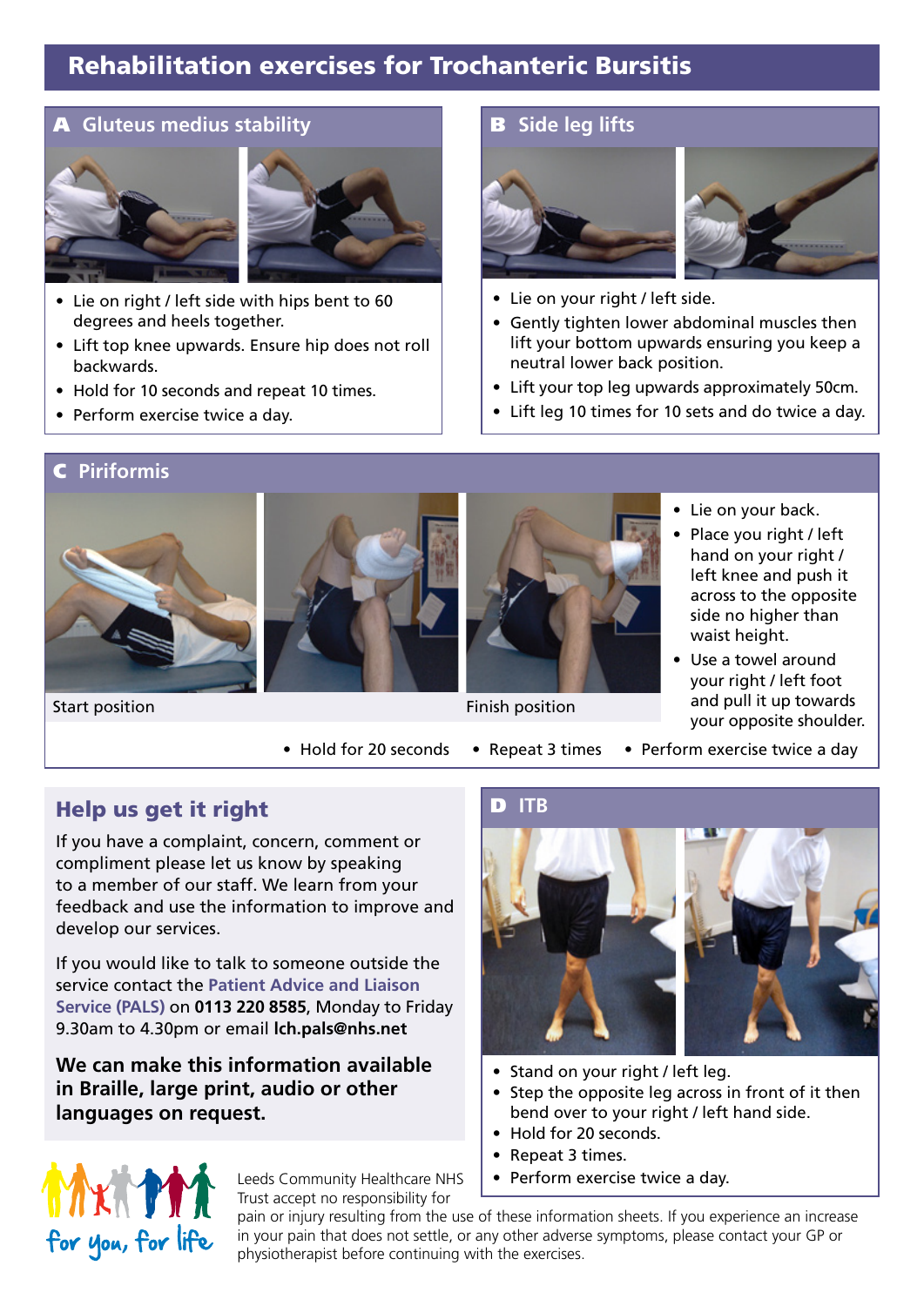# Rehabilitation exercises for Trochanteric Bursitis

## A Gluteus medius stability

- Lie on right / left side with hips bent to 60 degrees and heels together.
- Lift top knee upwards. Ensure hip does not roll backwards.
- Hold for 10 seconds and repeat 10 times.
- Perform exercise twice a day.

## B Side leg lifts

- Lie on your right / left side.
- Gently tighten lower abdominal muscles then lift your bottom upwards ensuring you keep a neutral lower back position.
- Lift your top leg upwards approximately 50cm.
- Lift leg 10 times for 10 sets and do twice a day.

## C Piriformis

Start position

Finish position

- Lie on your back.
- Place you right / left hand on your right / left knee and push it across to the opposite side no higher than waist height.
- Use a towel around your right / left foot and pull it up towards your opposite shoulder.

- Hold for 20 seconds
- Repeat 3 times
- Perform exercise twice a day

## D ITB

- Stand on your right / left leg.
- Step the opposite leg across in front of it then bend over to your right / left hand side.
- Hold for 20 seconds.
- Repeat 3 times.
- Perform exercise twice a day.

## Help us get it right

If you have a complaint, concern, comment or compliment please let us know by speaking to a member of our staff. We learn from your feedback and use the information to improve and develop our services.

If you would like to talk to someone outside the service contact the Patient Advice and Liaison Service (PALS) on **0113 220 8585**, Monday to Friday 9.30am to 4.30pm or email **lch.pals@nhs.net**

**We can make this information available in Braille, large print, audio or other languages on request.**

for you, for life

Leeds Community Healthcare NHS Trust accept no responsibility for pain or injury resulting from the use of these information sheets. If you experience an increase in your pain that does not settle, or any other adverse symptoms, please contact your GP or physiotherapist before continuing with the exercises.